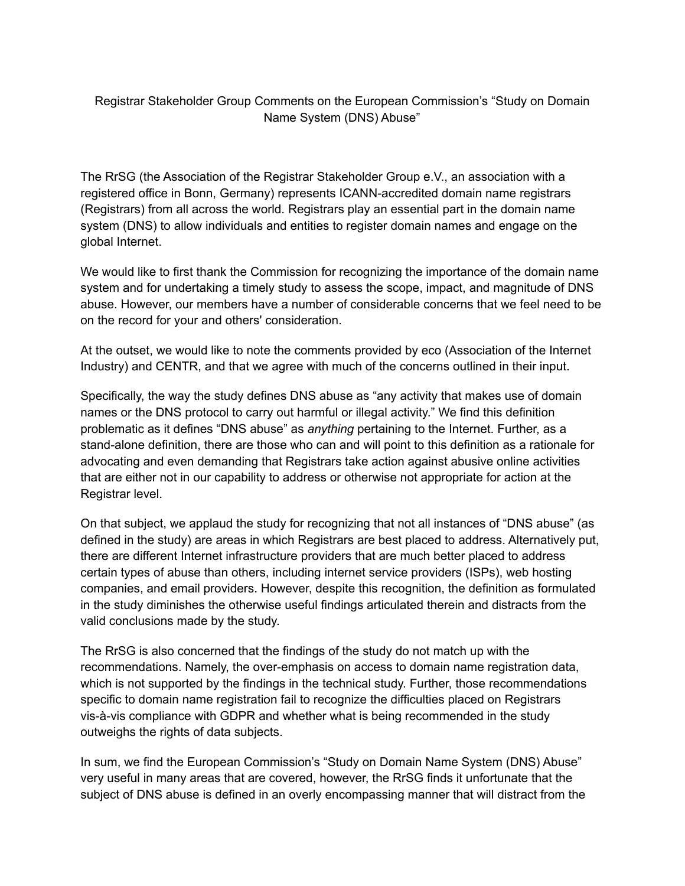# Registrar Stakeholder Group Comments on the European Commission's "Study on Domain Name System (DNS) Abuse"

The RrSG (the Association of the Registrar Stakeholder Group e.V., an association with a registered office in Bonn, Germany) represents ICANN-accredited domain name registrars (Registrars) from all across the world. Registrars play an essential part in the domain name system (DNS) to allow individuals and entities to register domain names and engage on the global Internet.

We would like to first thank the Commission for recognizing the importance of the domain name system and for undertaking a timely study to assess the scope, impact, and magnitude of DNS abuse. However, our members have a number of considerable concerns that we feel need to be on the record for your and others' consideration.

At the outset, we would like to note the comments provided by eco (Association of the Internet Industry) and CENTR, and that we agree with much of the concerns outlined in their input.

Specifically, the way the study defines DNS abuse as "any activity that makes use of domain names or the DNS protocol to carry out harmful or illegal activity." We find this definition problematic as it defines "DNS abuse" as *anything* pertaining to the Internet. Further, as a stand-alone definition, there are those who can and will point to this definition as a rationale for advocating and even demanding that Registrars take action against abusive online activities that are either not in our capability to address or otherwise not appropriate for action at the Registrar level.

On that subject, we applaud the study for recognizing that not all instances of "DNS abuse" (as defined in the study) are areas in which Registrars are best placed to address. Alternatively put, there are different Internet infrastructure providers that are much better placed to address certain types of abuse than others, including internet service providers (ISPs), web hosting companies, and email providers. However, despite this recognition, the definition as formulated in the study diminishes the otherwise useful findings articulated therein and distracts from the valid conclusions made by the study.

The RrSG is also concerned that the findings of the study do not match up with the recommendations. Namely, the over-emphasis on access to domain name registration data, which is not supported by the findings in the technical study. Further, those recommendations specific to domain name registration fail to recognize the difficulties placed on Registrars vis-à-vis compliance with GDPR and whether what is being recommended in the study outweighs the rights of data subjects.

In sum, we find the European Commission's "Study on Domain Name System (DNS) Abuse" very useful in many areas that are covered, however, the RrSG finds it unfortunate that the subject of DNS abuse is defined in an overly encompassing manner that will distract from the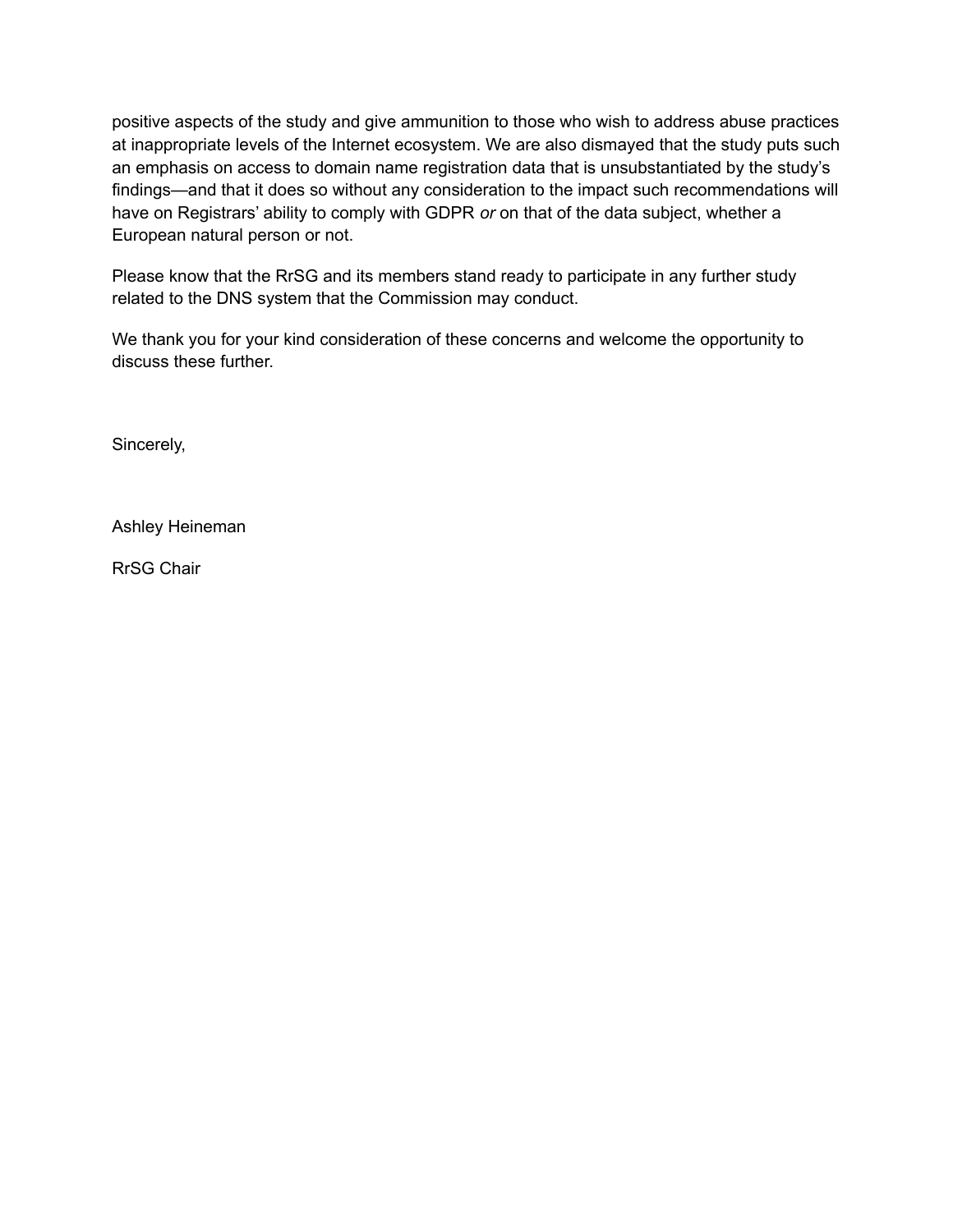positive aspects of the study and give ammunition to those who wish to address abuse practices at inappropriate levels of the Internet ecosystem. We are also dismayed that the study puts such an emphasis on access to domain name registration data that is unsubstantiated by the study's findings—and that it does so without any consideration to the impact such recommendations will have on Registrars' ability to comply with GDPR *or* on that of the data subject, whether a European natural person or not.

Please know that the RrSG and its members stand ready to participate in any further study related to the DNS system that the Commission may conduct.

We thank you for your kind consideration of these concerns and welcome the opportunity to discuss these further.

Sincerely,

Ashley Heineman

RrSG Chair